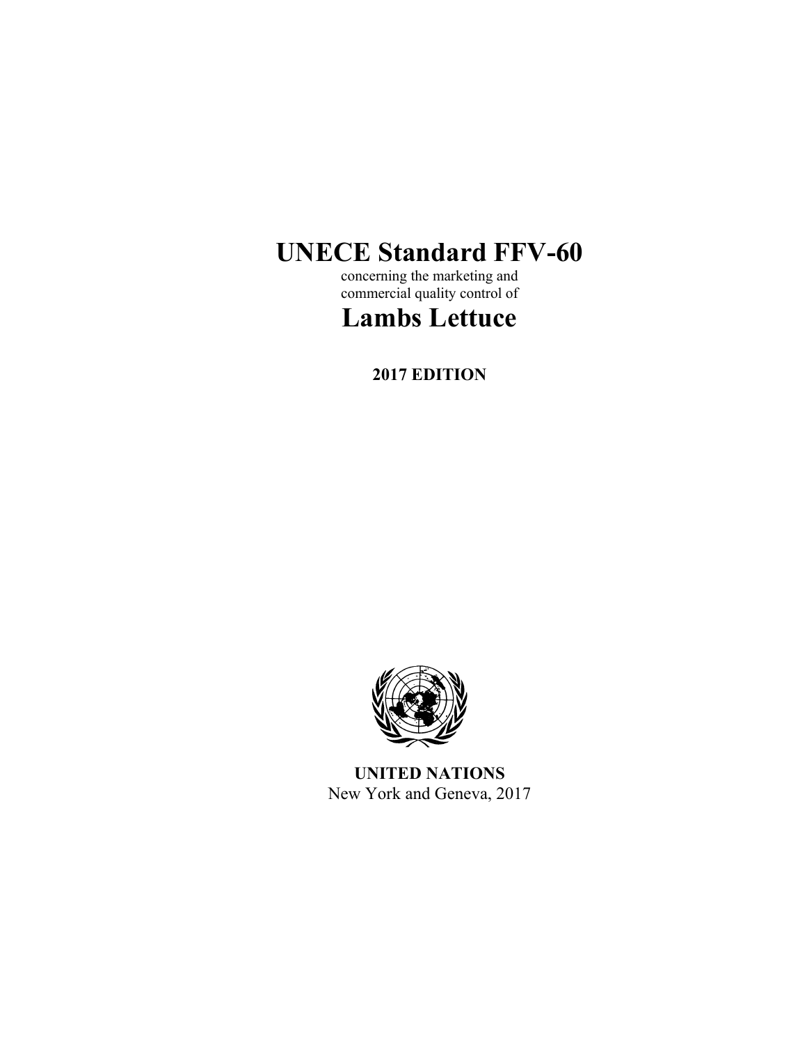# UNECE Standard FFV-60

concerning the marketing and commercial quality control of

# Lambs Lettuce

**2017 EDITION**

**UNITED NATIONS**

New York and Geneva, 2017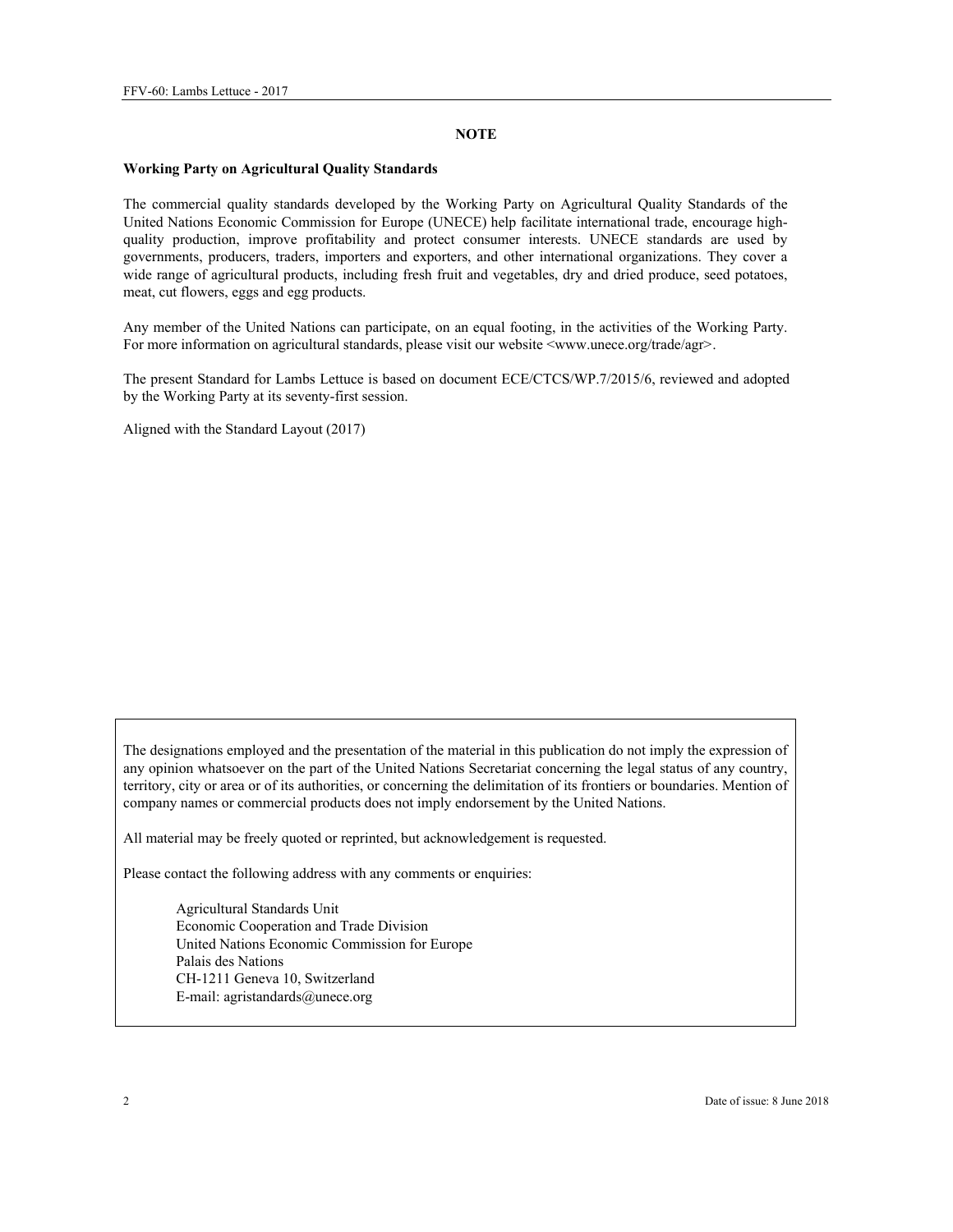**NOTE**

**Working Party on Agricultural Quality Standards**

The commercial quality standards developed by the Working Party on Agricultural Quality Standards of the United Nations Economic Commission for Europe (UNECE) help facilitate international trade, encourage high-quality production, improve profitability and protect consumer interests. UNECE standards are used by governments, producers, traders, importers and exporters, and other international organizations. They cover a wide range of agricultural products, including fresh fruit and vegetables, dry and dried produce, seed potatoes, meat, cut flowers, eggs and egg products.

Any member of the United Nations can participate, on an equal footing, in the activities of the Working Party. For more information on agricultural standards, please visit our website <www.unece.org/trade/agr>.

The present Standard for Lambs Lettuce is based on document ECE/CTCS/WP.7/2015/6, reviewed and adopted by the Working Party at its seventy-first session.

Aligned with the Standard Layout (2017)

The designations employed and the presentation of the material in this publication do not imply the expression of any opinion whatsoever on the part of the United Nations Secretariat concerning the legal status of any country, territory, city or area or of its authorities, or concerning the delimitation of its frontiers or boundaries. Mention of company names or commercial products does not imply endorsement by the United Nations.

All material may be freely quoted or reprinted, but acknowledgement is requested.

Please contact the following address with any comments or enquiries:

Agricultural Standards Unit
Economic Cooperation and Trade Division
United Nations Economic Commission for Europe
Palais des Nations
CH-1211 Geneva 10, Switzerland
E-mail: agristandards@unece.org

Date of issue: 8 June 2018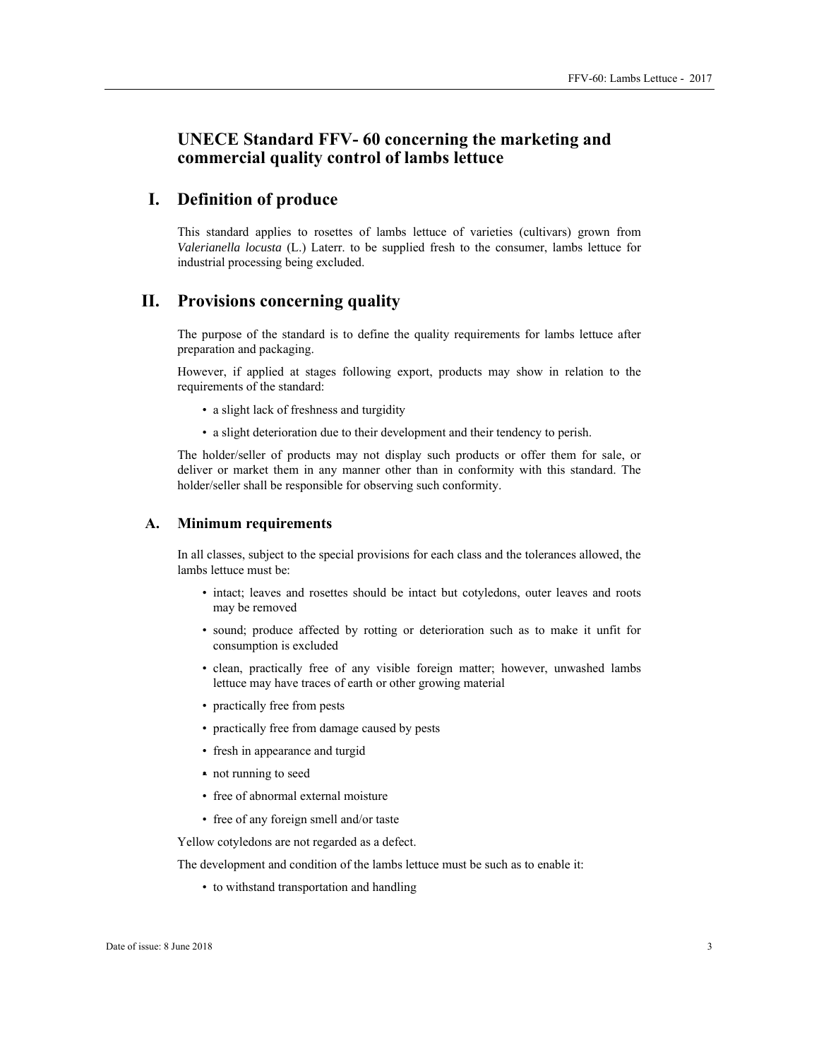# UNECE Standard FFV- 60 concerning the marketing and commercial quality control of lambs lettuce

## I. Definition of produce

This standard applies to rosettes of lambs lettuce of varieties (cultivars) grown from *Valerianella locusta* (L.) Laterr. to be supplied fresh to the consumer, lambs lettuce for industrial processing being excluded.

## II. Provisions concerning quality

The purpose of the standard is to define the quality requirements for lambs lettuce after preparation and packaging.

However, if applied at stages following export, products may show in relation to the requirements of the standard:

- a slight lack of freshness and turgidity
- a slight deterioration due to their development and their tendency to perish.

The holder/seller of products may not display such products or offer them for sale, or deliver or market them in any manner other than in conformity with this standard. The holder/seller shall be responsible for observing such conformity.

### A. Minimum requirements

In all classes, subject to the special provisions for each class and the tolerances allowed, the lambs lettuce must be:

- intact; leaves and rosettes should be intact but cotyledons, outer leaves and roots may be removed
- sound; produce affected by rotting or deterioration such as to make it unfit for consumption is excluded
- clean, practically free of any visible foreign matter; however, unwashed lambs lettuce may have traces of earth or other growing material
- practically free from pests
- practically free from damage caused by pests
- fresh in appearance and turgid
- not running to seed
- free of abnormal external moisture
- free of any foreign smell and/or taste

Yellow cotyledons are not regarded as a defect.

The development and condition of the lambs lettuce must be such as to enable it:

- to withstand transportation and handling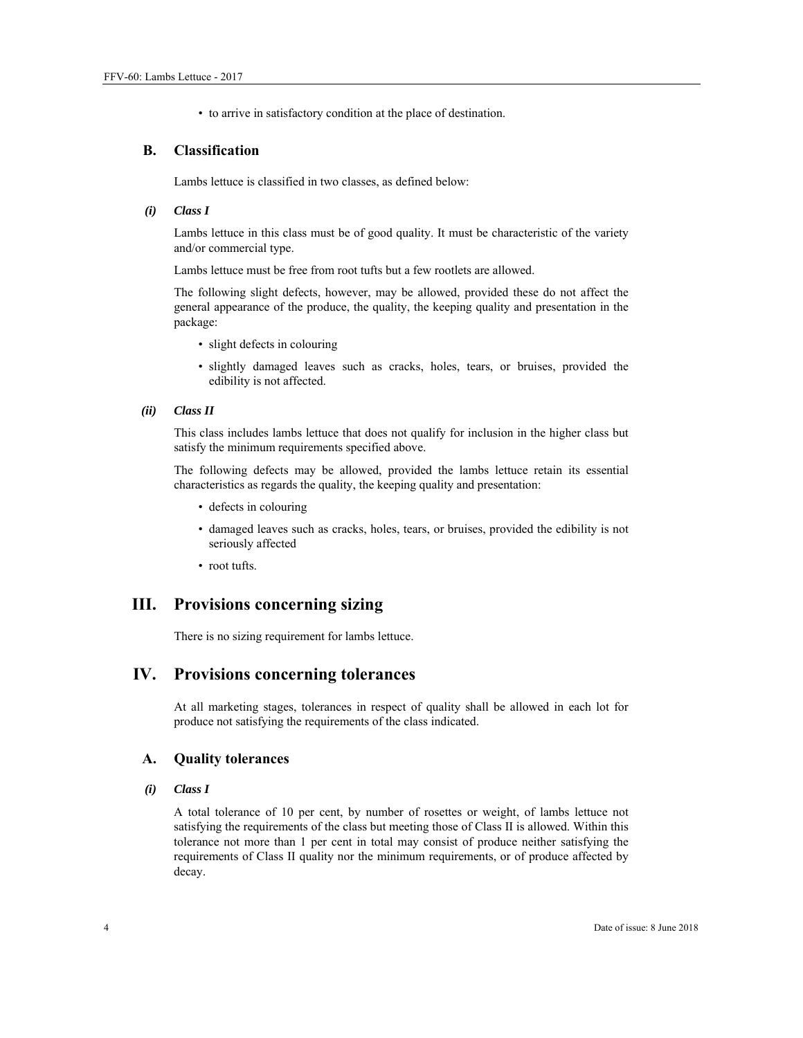- to arrive in satisfactory condition at the place of destination.

## B. Classification

Lambs lettuce is classified in two classes, as defined below:

### (i) Class I

Lambs lettuce in this class must be of good quality. It must be characteristic of the variety and/or commercial type.

Lambs lettuce must be free from root tufts but a few rootlets are allowed.

The following slight defects, however, may be allowed, provided these do not affect the general appearance of the produce, the quality, the keeping quality and presentation in the package:

- slight defects in colouring
- slightly damaged leaves such as cracks, holes, tears, or bruises, provided the edibility is not affected.

### (ii) Class II

This class includes lambs lettuce that does not qualify for inclusion in the higher class but satisfy the minimum requirements specified above.

The following defects may be allowed, provided the lambs lettuce retain its essential characteristics as regards the quality, the keeping quality and presentation:

- defects in colouring
- damaged leaves such as cracks, holes, tears, or bruises, provided the edibility is not seriously affected
- root tufts.

# III. Provisions concerning sizing

There is no sizing requirement for lambs lettuce.

# IV. Provisions concerning tolerances

At all marketing stages, tolerances in respect of quality shall be allowed in each lot for produce not satisfying the requirements of the class indicated.

## A. Quality tolerances

### (i) Class I

A total tolerance of 10 per cent, by number of rosettes or weight, of lambs lettuce not satisfying the requirements of the class but meeting those of Class II is allowed. Within this tolerance not more than 1 per cent in total may consist of produce neither satisfying the requirements of Class II quality nor the minimum requirements, or of produce affected by decay.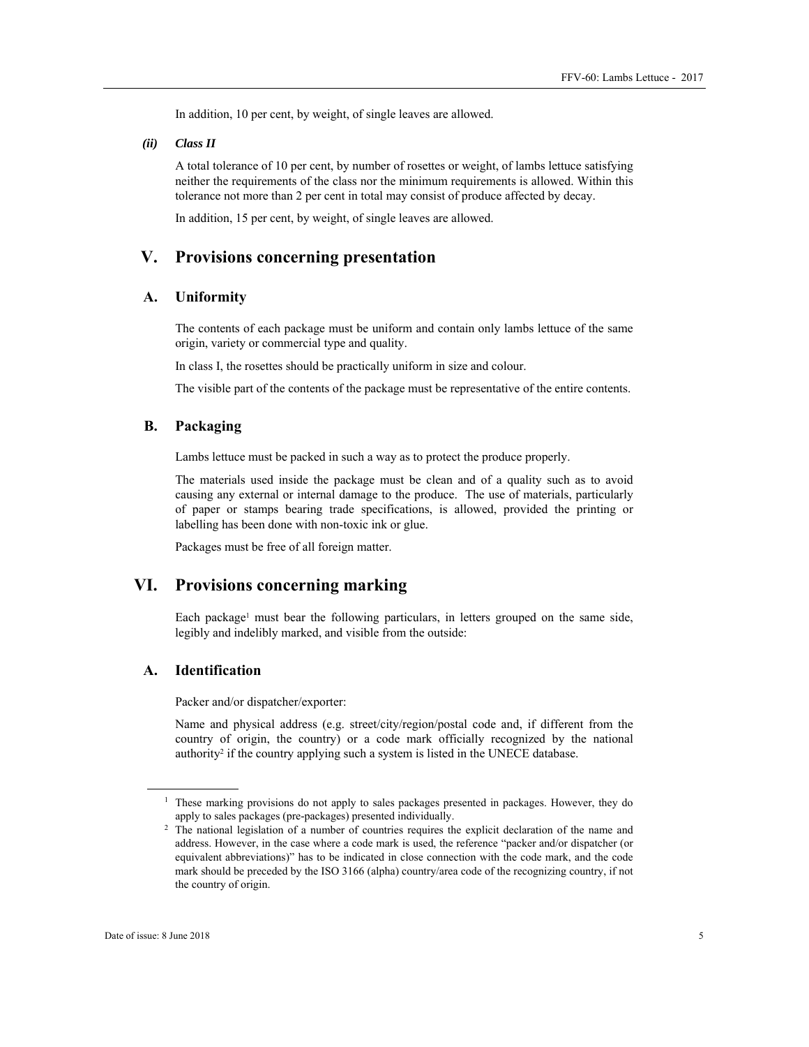In addition, 10 per cent, by weight, of single leaves are allowed.

*(ii)* ***Class II***

A total tolerance of 10 per cent, by number of rosettes or weight, of lambs lettuce satisfying neither the requirements of the class nor the minimum requirements is allowed. Within this tolerance not more than 2 per cent in total may consist of produce affected by decay.

In addition, 15 per cent, by weight, of single leaves are allowed.

# V. Provisions concerning presentation

## A. Uniformity

The contents of each package must be uniform and contain only lambs lettuce of the same origin, variety or commercial type and quality.

In class I, the rosettes should be practically uniform in size and colour.

The visible part of the contents of the package must be representative of the entire contents.

## B. Packaging

Lambs lettuce must be packed in such a way as to protect the produce properly.

The materials used inside the package must be clean and of a quality such as to avoid causing any external or internal damage to the produce. The use of materials, particularly of paper or stamps bearing trade specifications, is allowed, provided the printing or labelling has been done with non-toxic ink or glue.

Packages must be free of all foreign matter.

# VI. Provisions concerning marking

Each package[1] must bear the following particulars, in letters grouped on the same side, legibly and indelibly marked, and visible from the outside:

## A. Identification

Packer and/or dispatcher/exporter:

Name and physical address (e.g. street/city/region/postal code and, if different from the country of origin, the country) or a code mark officially recognized by the national authority[2] if the country applying such a system is listed in the UNECE database.

---

[1] These marking provisions do not apply to sales packages presented in packages. However, they do apply to sales packages (pre-packages) presented individually.

[2] The national legislation of a number of countries requires the explicit declaration of the name and address. However, in the case where a code mark is used, the reference "packer and/or dispatcher (or equivalent abbreviations)" has to be indicated in close connection with the code mark, and the code mark should be preceded by the ISO 3166 (alpha) country/area code of the recognizing country, if not the country of origin.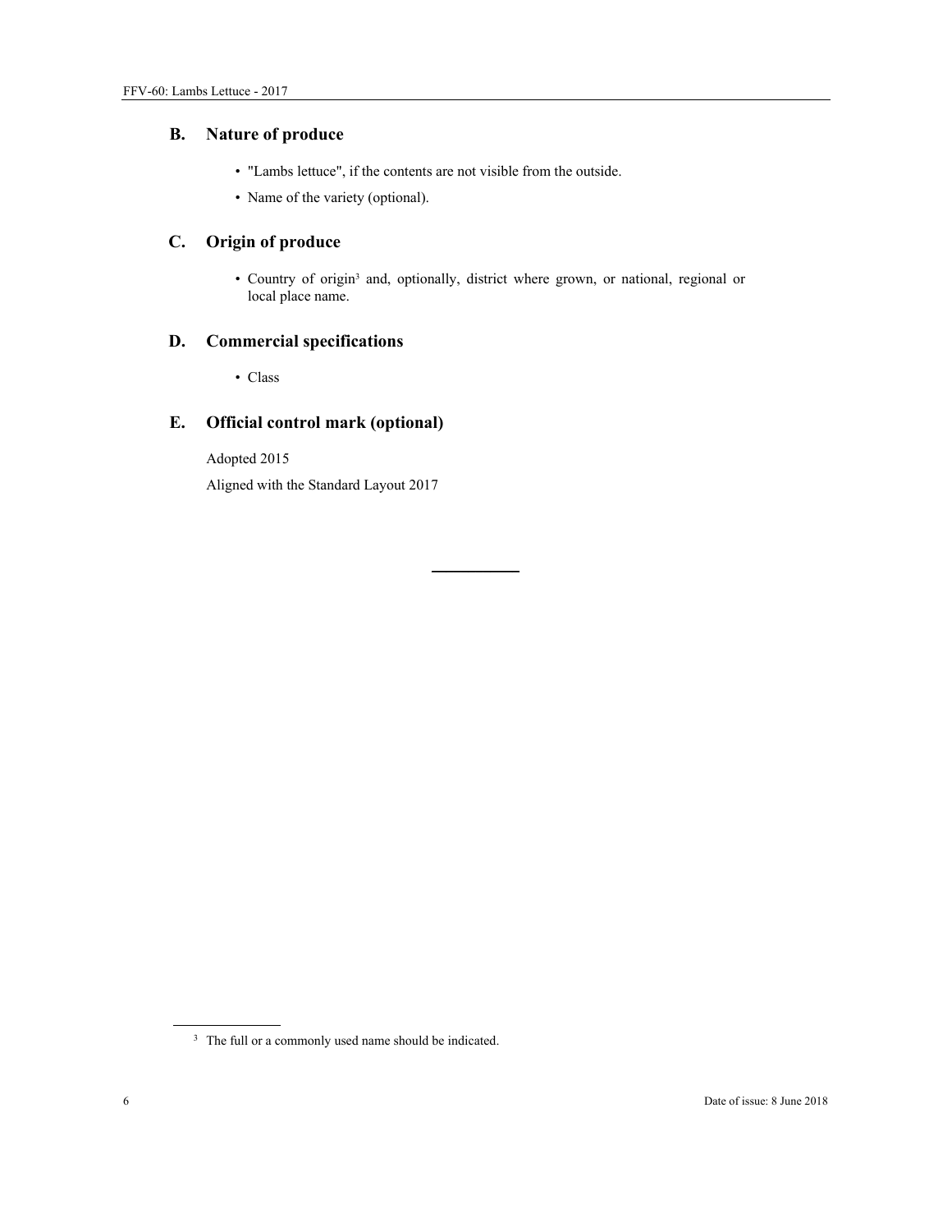### B. Nature of produce

- "Lambs lettuce", if the contents are not visible from the outside.
- Name of the variety (optional).

### C. Origin of produce

- Country of origin[3] and, optionally, district where grown, or national, regional or local place name.

### D. Commercial specifications

- Class

### E. Official control mark (optional)

Adopted 2015

Aligned with the Standard Layout 2017

---

[3] The full or a commonly used name should be indicated.